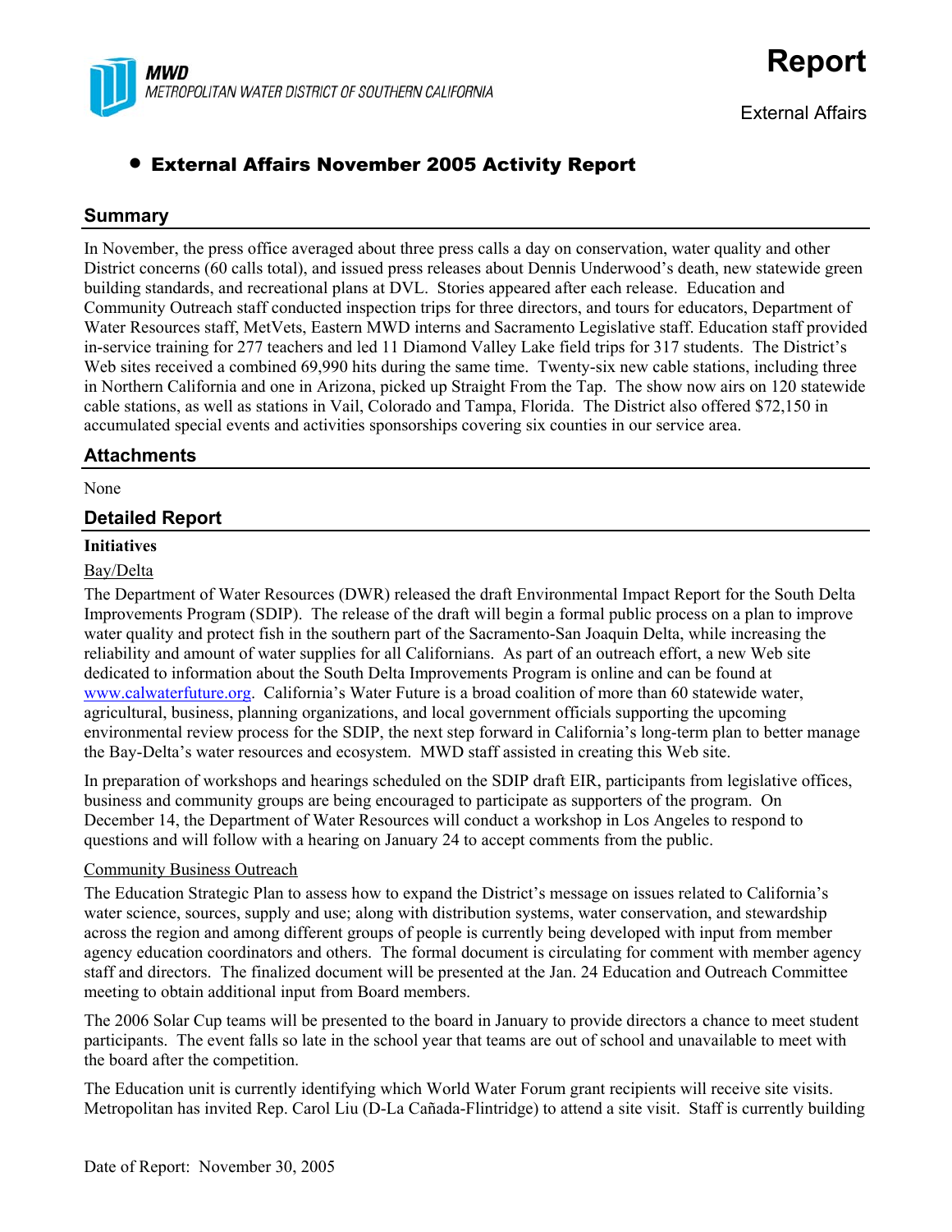MWD
METROPOLITAN WATER DISTRICT OF SOUTHERN CALIFORNIA

# Report

External Affairs

- **External Affairs November 2005 Activity Report**

## Summary

In November, the press office averaged about three press calls a day on conservation, water quality and other District concerns (60 calls total), and issued press releases about Dennis Underwood's death, new statewide green building standards, and recreational plans at DVL. Stories appeared after each release. Education and Community Outreach staff conducted inspection trips for three directors, and tours for educators, Department of Water Resources staff, MetVets, Eastern MWD interns and Sacramento Legislative staff. Education staff provided in-service training for 277 teachers and led 11 Diamond Valley Lake field trips for 317 students. The District's Web sites received a combined 69,990 hits during the same time. Twenty-six new cable stations, including three in Northern California and one in Arizona, picked up Straight From the Tap. The show now airs on 120 statewide cable stations, as well as stations in Vail, Colorado and Tampa, Florida. The District also offered $72,150 in accumulated special events and activities sponsorships covering six counties in our service area.

## Attachments

None

## Detailed Report

**Initiatives**

Bay/Delta

The Department of Water Resources (DWR) released the draft Environmental Impact Report for the South Delta Improvements Program (SDIP). The release of the draft will begin a formal public process on a plan to improve water quality and protect fish in the southern part of the Sacramento-San Joaquin Delta, while increasing the reliability and amount of water supplies for all Californians. As part of an outreach effort, a new Web site dedicated to information about the South Delta Improvements Program is online and can be found at www.calwaterfuture.org. California's Water Future is a broad coalition of more than 60 statewide water, agricultural, business, planning organizations, and local government officials supporting the upcoming environmental review process for the SDIP, the next step forward in California's long-term plan to better manage the Bay-Delta's water resources and ecosystem. MWD staff assisted in creating this Web site.

In preparation of workshops and hearings scheduled on the SDIP draft EIR, participants from legislative offices, business and community groups are being encouraged to participate as supporters of the program. On December 14, the Department of Water Resources will conduct a workshop in Los Angeles to respond to questions and will follow with a hearing on January 24 to accept comments from the public.

Community Business Outreach

The Education Strategic Plan to assess how to expand the District's message on issues related to California's water science, sources, supply and use; along with distribution systems, water conservation, and stewardship across the region and among different groups of people is currently being developed with input from member agency education coordinators and others. The formal document is circulating for comment with member agency staff and directors. The finalized document will be presented at the Jan. 24 Education and Outreach Committee meeting to obtain additional input from Board members.

The 2006 Solar Cup teams will be presented to the board in January to provide directors a chance to meet student participants. The event falls so late in the school year that teams are out of school and unavailable to meet with the board after the competition.

The Education unit is currently identifying which World Water Forum grant recipients will receive site visits. Metropolitan has invited Rep. Carol Liu (D-La Cañada-Flintridge) to attend a site visit. Staff is currently building

Date of Report: November 30, 2005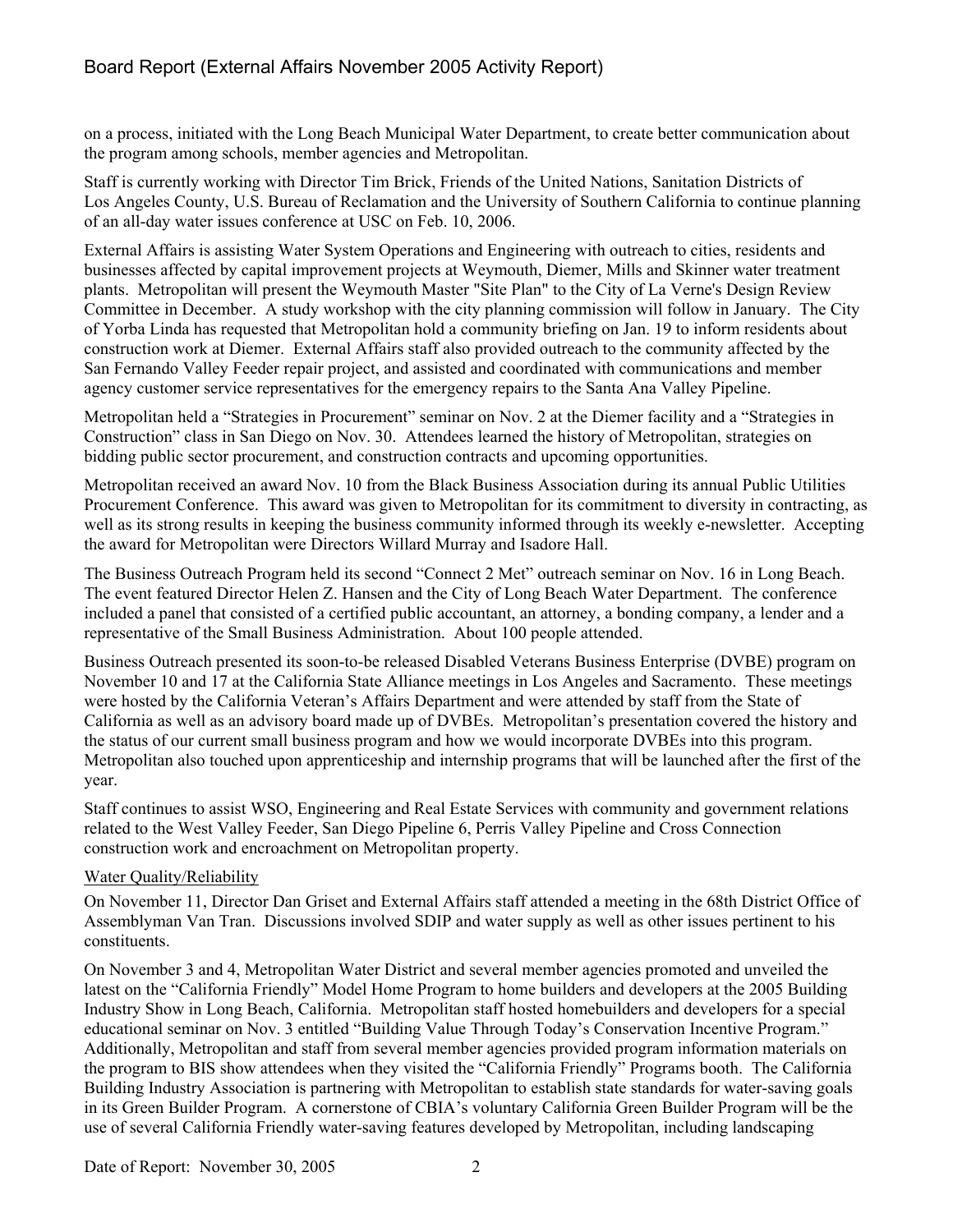on a process, initiated with the Long Beach Municipal Water Department, to create better communication about the program among schools, member agencies and Metropolitan.

Staff is currently working with Director Tim Brick, Friends of the United Nations, Sanitation Districts of Los Angeles County, U.S. Bureau of Reclamation and the University of Southern California to continue planning of an all-day water issues conference at USC on Feb. 10, 2006.

External Affairs is assisting Water System Operations and Engineering with outreach to cities, residents and businesses affected by capital improvement projects at Weymouth, Diemer, Mills and Skinner water treatment plants. Metropolitan will present the Weymouth Master "Site Plan" to the City of La Verne's Design Review Committee in December. A study workshop with the city planning commission will follow in January. The City of Yorba Linda has requested that Metropolitan hold a community briefing on Jan. 19 to inform residents about construction work at Diemer. External Affairs staff also provided outreach to the community affected by the San Fernando Valley Feeder repair project, and assisted and coordinated with communications and member agency customer service representatives for the emergency repairs to the Santa Ana Valley Pipeline.

Metropolitan held a "Strategies in Procurement" seminar on Nov. 2 at the Diemer facility and a "Strategies in Construction" class in San Diego on Nov. 30. Attendees learned the history of Metropolitan, strategies on bidding public sector procurement, and construction contracts and upcoming opportunities.

Metropolitan received an award Nov. 10 from the Black Business Association during its annual Public Utilities Procurement Conference. This award was given to Metropolitan for its commitment to diversity in contracting, as well as its strong results in keeping the business community informed through its weekly e-newsletter. Accepting the award for Metropolitan were Directors Willard Murray and Isadore Hall.

The Business Outreach Program held its second "Connect 2 Met" outreach seminar on Nov. 16 in Long Beach. The event featured Director Helen Z. Hansen and the City of Long Beach Water Department. The conference included a panel that consisted of a certified public accountant, an attorney, a bonding company, a lender and a representative of the Small Business Administration. About 100 people attended.

Business Outreach presented its soon-to-be released Disabled Veterans Business Enterprise (DVBE) program on November 10 and 17 at the California State Alliance meetings in Los Angeles and Sacramento. These meetings were hosted by the California Veteran's Affairs Department and were attended by staff from the State of California as well as an advisory board made up of DVBEs. Metropolitan's presentation covered the history and the status of our current small business program and how we would incorporate DVBEs into this program. Metropolitan also touched upon apprenticeship and internship programs that will be launched after the first of the year.

Staff continues to assist WSO, Engineering and Real Estate Services with community and government relations related to the West Valley Feeder, San Diego Pipeline 6, Perris Valley Pipeline and Cross Connection construction work and encroachment on Metropolitan property.

Water Quality/Reliability

On November 11, Director Dan Griset and External Affairs staff attended a meeting in the 68th District Office of Assemblyman Van Tran. Discussions involved SDIP and water supply as well as other issues pertinent to his constituents.

On November 3 and 4, Metropolitan Water District and several member agencies promoted and unveiled the latest on the "California Friendly" Model Home Program to home builders and developers at the 2005 Building Industry Show in Long Beach, California. Metropolitan staff hosted homebuilders and developers for a special educational seminar on Nov. 3 entitled "Building Value Through Today's Conservation Incentive Program." Additionally, Metropolitan and staff from several member agencies provided program information materials on the program to BIS show attendees when they visited the "California Friendly" Programs booth. The California Building Industry Association is partnering with Metropolitan to establish state standards for water-saving goals in its Green Builder Program. A cornerstone of CBIA's voluntary California Green Builder Program will be the use of several California Friendly water-saving features developed by Metropolitan, including landscaping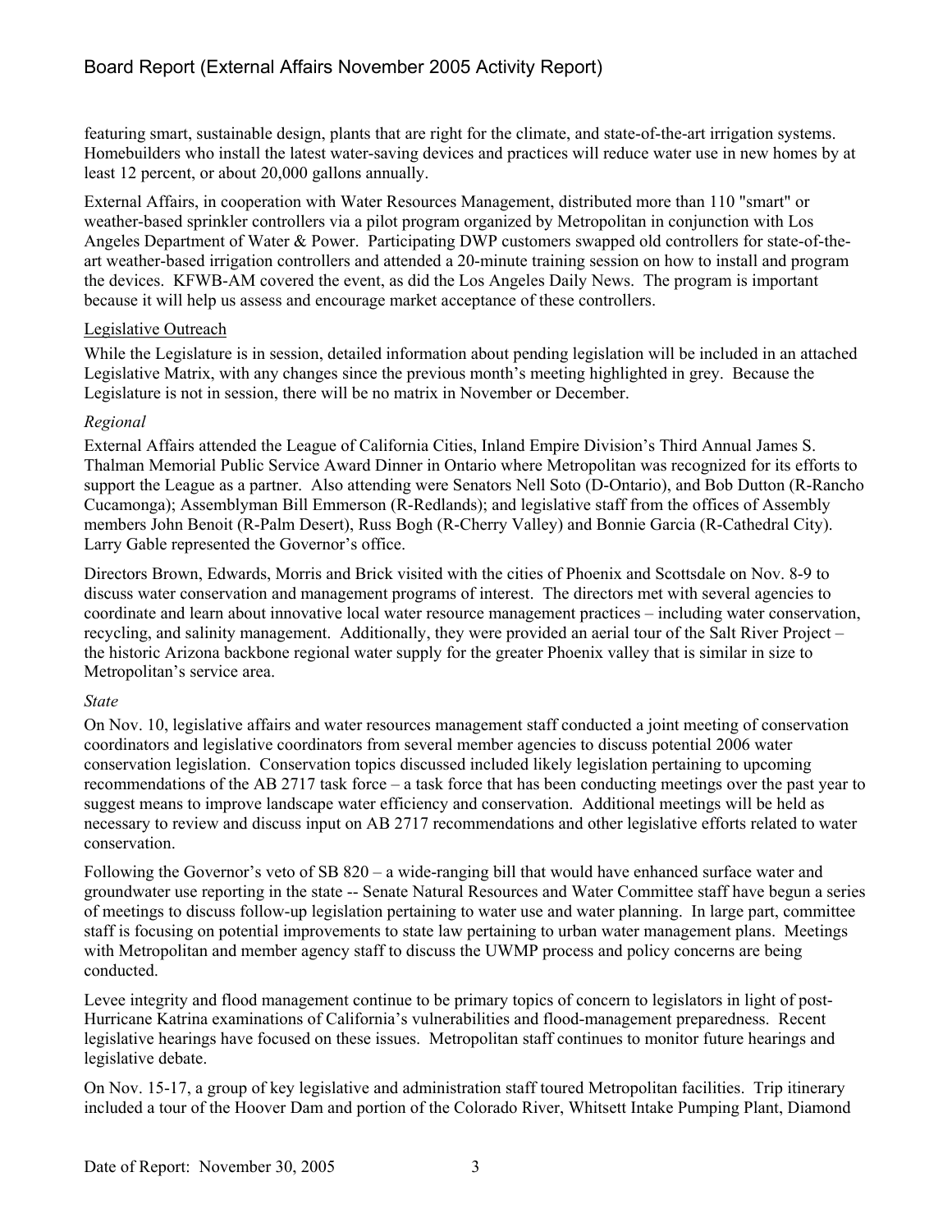featuring smart, sustainable design, plants that are right for the climate, and state-of-the-art irrigation systems. Homebuilders who install the latest water-saving devices and practices will reduce water use in new homes by at least 12 percent, or about 20,000 gallons annually.

External Affairs, in cooperation with Water Resources Management, distributed more than 110 "smart" or weather-based sprinkler controllers via a pilot program organized by Metropolitan in conjunction with Los Angeles Department of Water & Power. Participating DWP customers swapped old controllers for state-of-the-art weather-based irrigation controllers and attended a 20-minute training session on how to install and program the devices. KFWB-AM covered the event, as did the Los Angeles Daily News. The program is important because it will help us assess and encourage market acceptance of these controllers.

<u>Legislative Outreach</u>

While the Legislature is in session, detailed information about pending legislation will be included in an attached Legislative Matrix, with any changes since the previous month's meeting highlighted in grey. Because the Legislature is not in session, there will be no matrix in November or December.

*Regional*

External Affairs attended the League of California Cities, Inland Empire Division's Third Annual James S. Thalman Memorial Public Service Award Dinner in Ontario where Metropolitan was recognized for its efforts to support the League as a partner. Also attending were Senators Nell Soto (D-Ontario), and Bob Dutton (R-Rancho Cucamonga); Assemblyman Bill Emmerson (R-Redlands); and legislative staff from the offices of Assembly members John Benoit (R-Palm Desert), Russ Bogh (R-Cherry Valley) and Bonnie Garcia (R-Cathedral City). Larry Gable represented the Governor's office.

Directors Brown, Edwards, Morris and Brick visited with the cities of Phoenix and Scottsdale on Nov. 8-9 to discuss water conservation and management programs of interest. The directors met with several agencies to coordinate and learn about innovative local water resource management practices – including water conservation, recycling, and salinity management. Additionally, they were provided an aerial tour of the Salt River Project – the historic Arizona backbone regional water supply for the greater Phoenix valley that is similar in size to Metropolitan's service area.

*State*

On Nov. 10, legislative affairs and water resources management staff conducted a joint meeting of conservation coordinators and legislative coordinators from several member agencies to discuss potential 2006 water conservation legislation. Conservation topics discussed included likely legislation pertaining to upcoming recommendations of the AB 2717 task force – a task force that has been conducting meetings over the past year to suggest means to improve landscape water efficiency and conservation. Additional meetings will be held as necessary to review and discuss input on AB 2717 recommendations and other legislative efforts related to water conservation.

Following the Governor's veto of SB 820 – a wide-ranging bill that would have enhanced surface water and groundwater use reporting in the state -- Senate Natural Resources and Water Committee staff have begun a series of meetings to discuss follow-up legislation pertaining to water use and water planning. In large part, committee staff is focusing on potential improvements to state law pertaining to urban water management plans. Meetings with Metropolitan and member agency staff to discuss the UWMP process and policy concerns are being conducted.

Levee integrity and flood management continue to be primary topics of concern to legislators in light of post-Hurricane Katrina examinations of California's vulnerabilities and flood-management preparedness. Recent legislative hearings have focused on these issues. Metropolitan staff continues to monitor future hearings and legislative debate.

On Nov. 15-17, a group of key legislative and administration staff toured Metropolitan facilities. Trip itinerary included a tour of the Hoover Dam and portion of the Colorado River, Whitsett Intake Pumping Plant, Diamond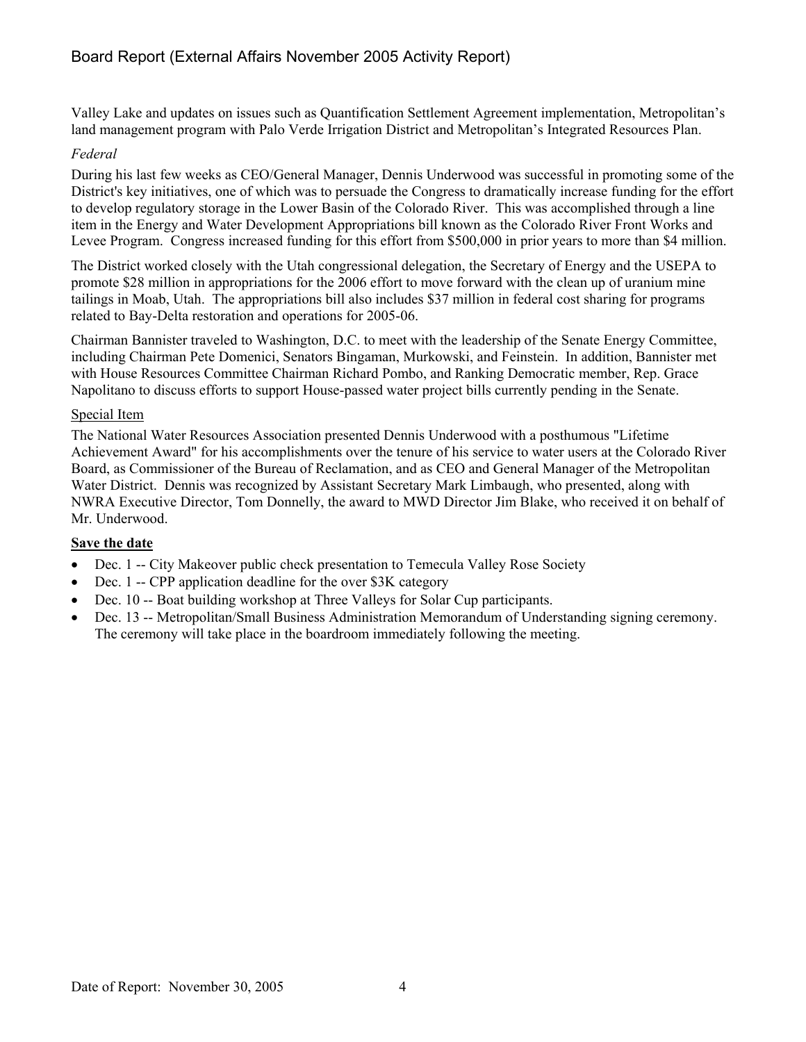Valley Lake and updates on issues such as Quantification Settlement Agreement implementation, Metropolitan's land management program with Palo Verde Irrigation District and Metropolitan's Integrated Resources Plan.

*Federal*

During his last few weeks as CEO/General Manager, Dennis Underwood was successful in promoting some of the District's key initiatives, one of which was to persuade the Congress to dramatically increase funding for the effort to develop regulatory storage in the Lower Basin of the Colorado River. This was accomplished through a line item in the Energy and Water Development Appropriations bill known as the Colorado River Front Works and Levee Program. Congress increased funding for this effort from $500,000 in prior years to more than $4 million.

The District worked closely with the Utah congressional delegation, the Secretary of Energy and the USEPA to promote $28 million in appropriations for the 2006 effort to move forward with the clean up of uranium mine tailings in Moab, Utah. The appropriations bill also includes $37 million in federal cost sharing for programs related to Bay-Delta restoration and operations for 2005-06.

Chairman Bannister traveled to Washington, D.C. to meet with the leadership of the Senate Energy Committee, including Chairman Pete Domenici, Senators Bingaman, Murkowski, and Feinstein. In addition, Bannister met with House Resources Committee Chairman Richard Pombo, and Ranking Democratic member, Rep. Grace Napolitano to discuss efforts to support House-passed water project bills currently pending in the Senate.

<u>Special Item</u>

The National Water Resources Association presented Dennis Underwood with a posthumous "Lifetime Achievement Award" for his accomplishments over the tenure of his service to water users at the Colorado River Board, as Commissioner of the Bureau of Reclamation, and as CEO and General Manager of the Metropolitan Water District. Dennis was recognized by Assistant Secretary Mark Limbaugh, who presented, along with NWRA Executive Director, Tom Donnelly, the award to MWD Director Jim Blake, who received it on behalf of Mr. Underwood.

**<u>Save the date</u>**

- Dec. 1 -- City Makeover public check presentation to Temecula Valley Rose Society
- Dec. 1 -- CPP application deadline for the over $3K category
- Dec. 10 -- Boat building workshop at Three Valleys for Solar Cup participants.
- Dec. 13 -- Metropolitan/Small Business Administration Memorandum of Understanding signing ceremony. The ceremony will take place in the boardroom immediately following the meeting.